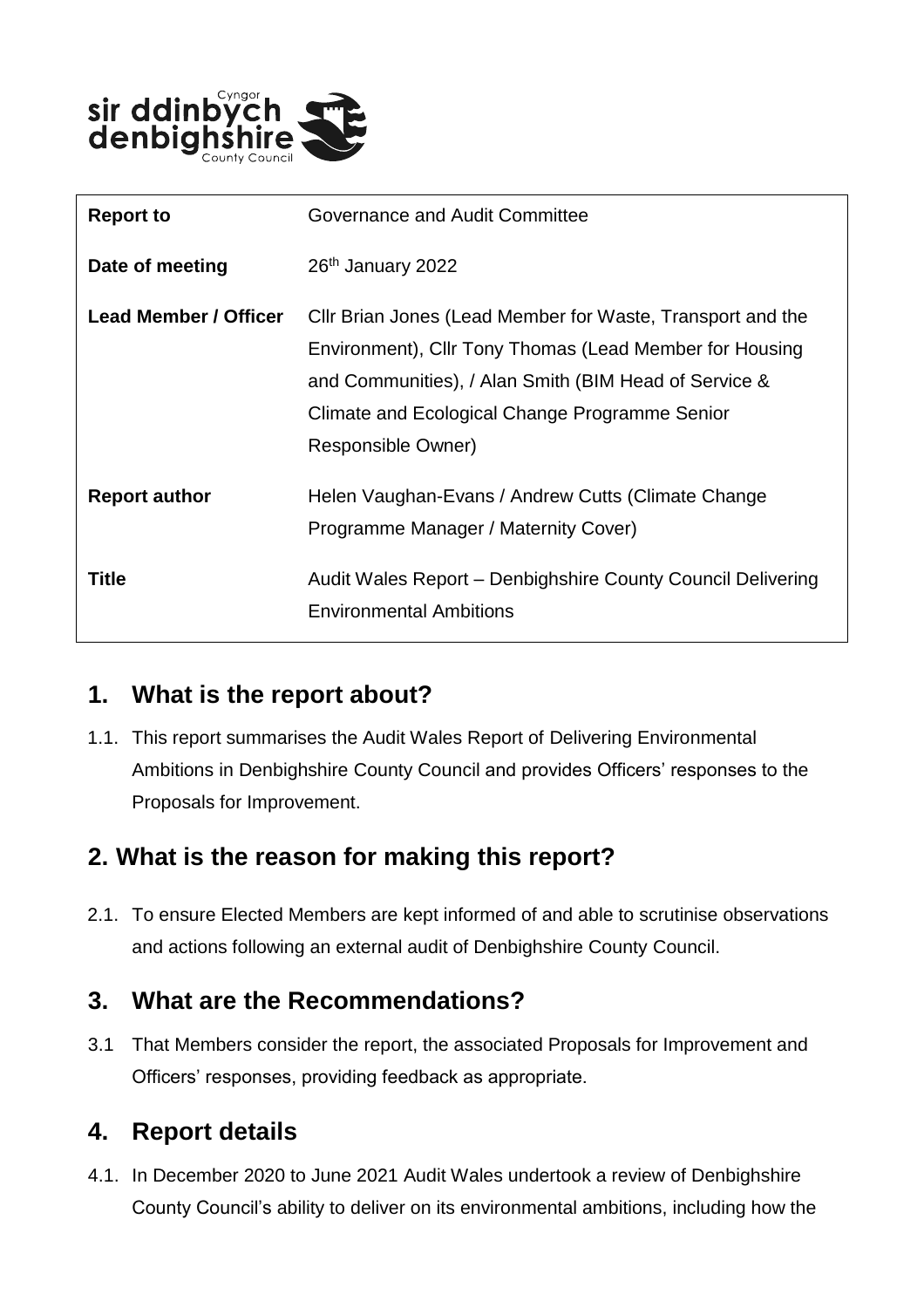| **Report to** | Governance and Audit Committee |
| --- | --- |
| **Date of meeting** | 26th January 2022 |
| **Lead Member / Officer** | Cllr Brian Jones (Lead Member for Waste, Transport and the Environment), Cllr Tony Thomas (Lead Member for Housing and Communities), / Alan Smith (BIM Head of Service & Climate and Ecological Change Programme Senior Responsible Owner) |
| **Report author** | Helen Vaughan-Evans / Andrew Cutts (Climate Change Programme Manager / Maternity Cover) |
| **Title** | Audit Wales Report – Denbighshire County Council Delivering Environmental Ambitions |

## 1. What is the report about?

1.1. This report summarises the Audit Wales Report of Delivering Environmental Ambitions in Denbighshire County Council and provides Officers' responses to the Proposals for Improvement.

## 2. What is the reason for making this report?

2.1. To ensure Elected Members are kept informed of and able to scrutinise observations and actions following an external audit of Denbighshire County Council.

## 3. What are the Recommendations?

3.1 That Members consider the report, the associated Proposals for Improvement and Officers' responses, providing feedback as appropriate.

## 4. Report details

4.1. In December 2020 to June 2021 Audit Wales undertook a review of Denbighshire County Council's ability to deliver on its environmental ambitions, including how the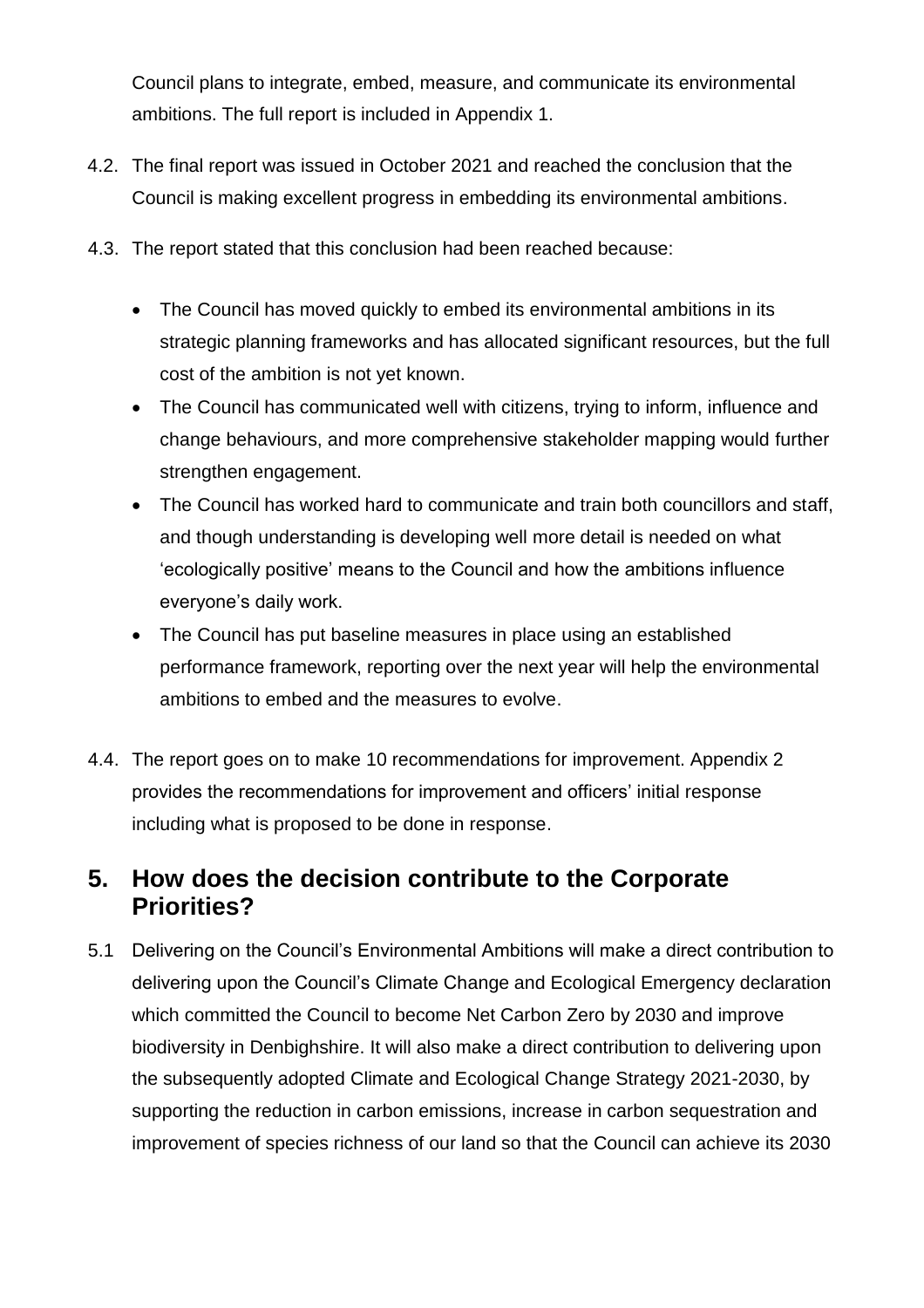Council plans to integrate, embed, measure, and communicate its environmental ambitions. The full report is included in Appendix 1.

4.2. The final report was issued in October 2021 and reached the conclusion that the Council is making excellent progress in embedding its environmental ambitions.

4.3. The report stated that this conclusion had been reached because:

- The Council has moved quickly to embed its environmental ambitions in its strategic planning frameworks and has allocated significant resources, but the full cost of the ambition is not yet known.
- The Council has communicated well with citizens, trying to inform, influence and change behaviours, and more comprehensive stakeholder mapping would further strengthen engagement.
- The Council has worked hard to communicate and train both councillors and staff, and though understanding is developing well more detail is needed on what 'ecologically positive' means to the Council and how the ambitions influence everyone's daily work.
- The Council has put baseline measures in place using an established performance framework, reporting over the next year will help the environmental ambitions to embed and the measures to evolve.

4.4. The report goes on to make 10 recommendations for improvement. Appendix 2 provides the recommendations for improvement and officers' initial response including what is proposed to be done in response.

## 5. How does the decision contribute to the Corporate Priorities?

5.1 Delivering on the Council's Environmental Ambitions will make a direct contribution to delivering upon the Council's Climate Change and Ecological Emergency declaration which committed the Council to become Net Carbon Zero by 2030 and improve biodiversity in Denbighshire. It will also make a direct contribution to delivering upon the subsequently adopted Climate and Ecological Change Strategy 2021-2030, by supporting the reduction in carbon emissions, increase in carbon sequestration and improvement of species richness of our land so that the Council can achieve its 2030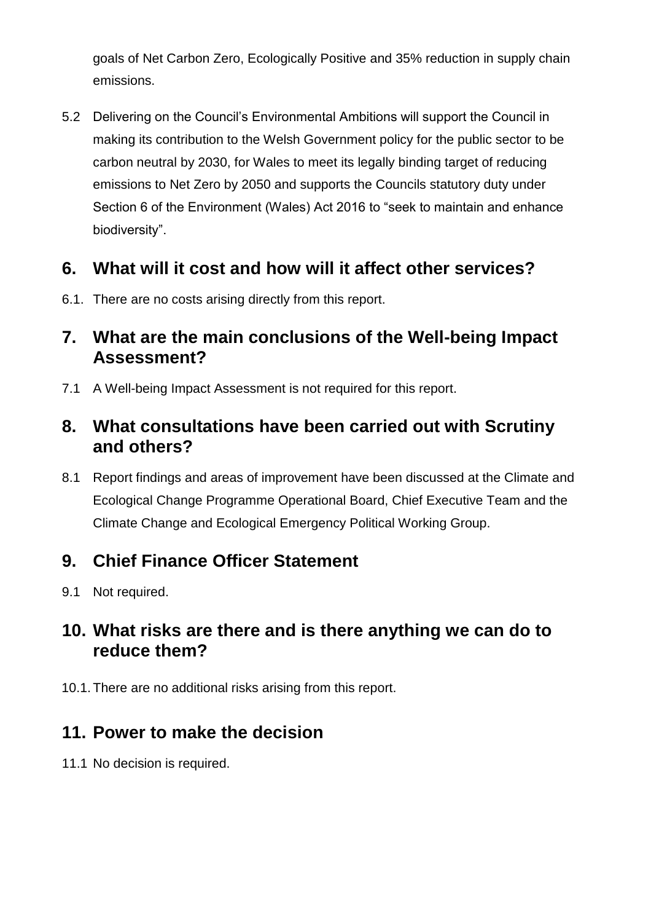goals of Net Carbon Zero, Ecologically Positive and 35% reduction in supply chain emissions.

5.2 Delivering on the Council's Environmental Ambitions will support the Council in making its contribution to the Welsh Government policy for the public sector to be carbon neutral by 2030, for Wales to meet its legally binding target of reducing emissions to Net Zero by 2050 and supports the Councils statutory duty under Section 6 of the Environment (Wales) Act 2016 to "seek to maintain and enhance biodiversity".

## 6. What will it cost and how will it affect other services?

6.1. There are no costs arising directly from this report.

## 7. What are the main conclusions of the Well-being Impact Assessment?

7.1 A Well-being Impact Assessment is not required for this report.

## 8. What consultations have been carried out with Scrutiny and others?

8.1 Report findings and areas of improvement have been discussed at the Climate and Ecological Change Programme Operational Board, Chief Executive Team and the Climate Change and Ecological Emergency Political Working Group.

## 9. Chief Finance Officer Statement

9.1 Not required.

## 10. What risks are there and is there anything we can do to reduce them?

10.1. There are no additional risks arising from this report.

## 11. Power to make the decision

11.1 No decision is required.